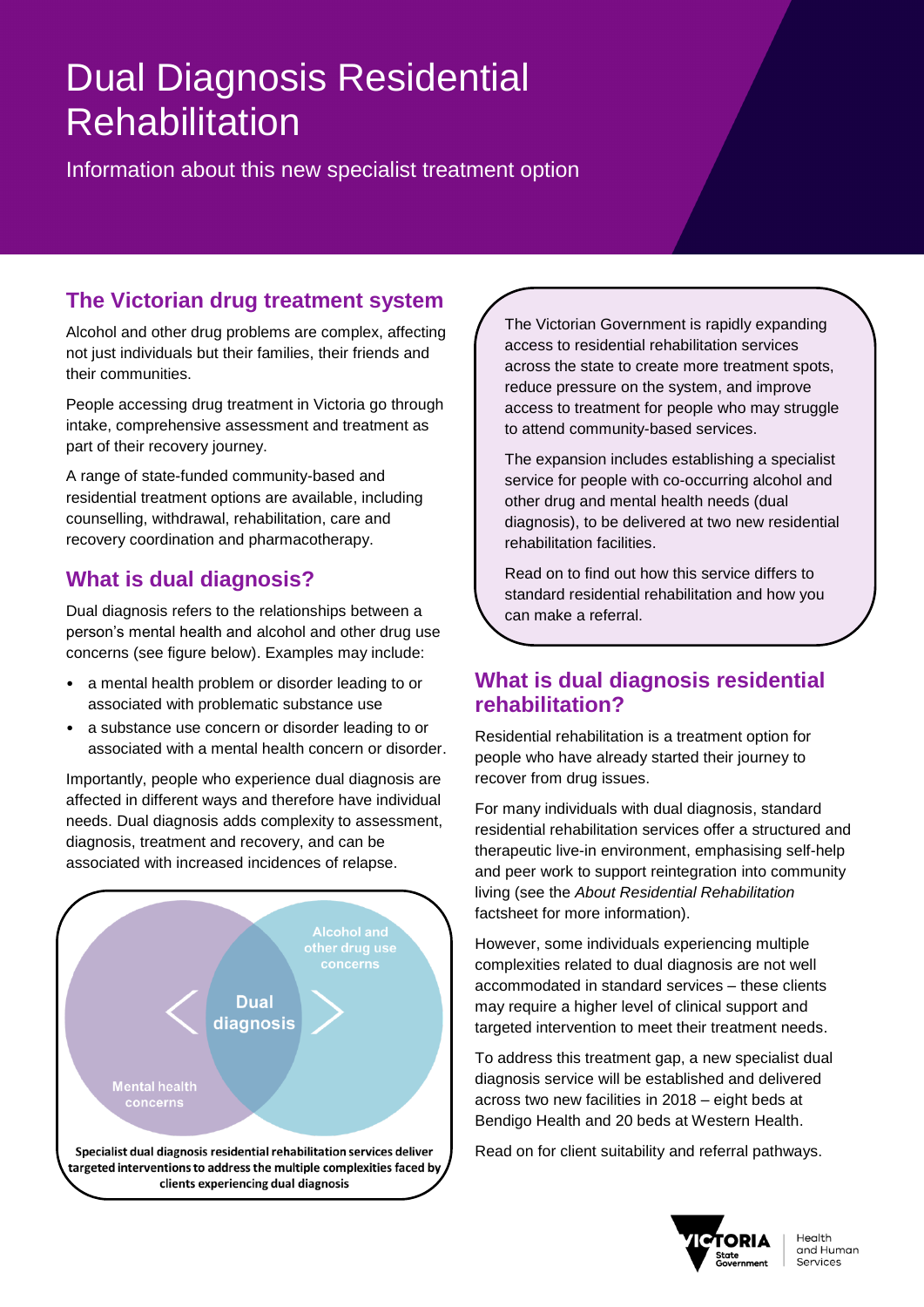# Dual Diagnosis Residential Rehabilitation

Information about this new specialist treatment option

## The Victorian drug treatment system

Alcohol and other drug problems are complex, affecting not just individuals but their families, their friends and their communities.

People accessing drug treatment in Victoria go through intake, comprehensive assessment and treatment as part of their recovery journey.

A range of state-funded community-based and residential treatment options are available, including counselling, withdrawal, rehabilitation, care and recovery coordination and pharmacotherapy.

## What is dual diagnosis?

Dual diagnosis refers to the relationships between a person's mental health and alcohol and other drug use concerns (see figure below). Examples may include:

- a mental health problem or disorder leading to or associated with problematic substance use
- a substance use concern or disorder leading to or associated with a mental health concern or disorder.

Importantly, people who experience dual diagnosis are affected in different ways and therefore have individual needs. Dual diagnosis adds complexity to assessment, diagnosis, treatment and recovery, and can be associated with increased incidences of relapse.

Mental health concerns | Dual diagnosis | Alcohol and other drug use concerns

**Specialist dual diagnosis residential rehabilitation services deliver targeted interventions to address the multiple complexities faced by clients experiencing dual diagnosis**

The Victorian Government is rapidly expanding access to residential rehabilitation services across the state to create more treatment spots, reduce pressure on the system, and improve access to treatment for people who may struggle to attend community-based services.

The expansion includes establishing a specialist service for people with co-occurring alcohol and other drug and mental health needs (dual diagnosis), to be delivered at two new residential rehabilitation facilities.

Read on to find out how this service differs to standard residential rehabilitation and how you can make a referral.

## What is dual diagnosis residential rehabilitation?

Residential rehabilitation is a treatment option for people who have already started their journey to recover from drug issues.

For many individuals with dual diagnosis, standard residential rehabilitation services offer a structured and therapeutic live-in environment, emphasising self-help and peer work to support reintegration into community living (see the *About Residential Rehabilitation* factsheet for more information).

However, some individuals experiencing multiple complexities related to dual diagnosis are not well accommodated in standard services – these clients may require a higher level of clinical support and targeted intervention to meet their treatment needs.

To address this treatment gap, a new specialist dual diagnosis service will be established and delivered across two new facilities in 2018 – eight beds at Bendigo Health and 20 beds at Western Health.

Read on for client suitability and referral pathways.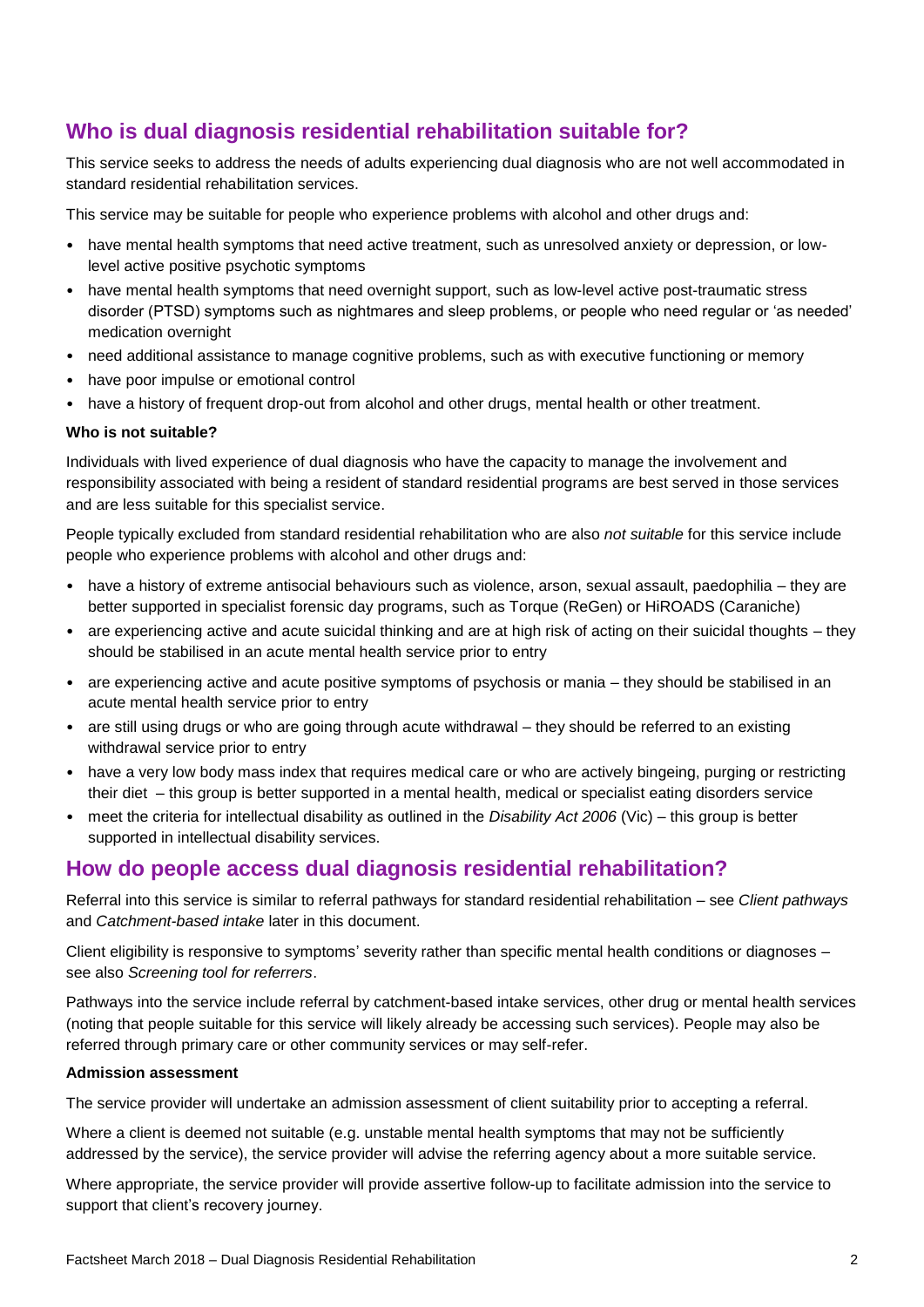## Who is dual diagnosis residential rehabilitation suitable for?

This service seeks to address the needs of adults experiencing dual diagnosis who are not well accommodated in standard residential rehabilitation services.

This service may be suitable for people who experience problems with alcohol and other drugs and:

- have mental health symptoms that need active treatment, such as unresolved anxiety or depression, or low-level active positive psychotic symptoms
- have mental health symptoms that need overnight support, such as low-level active post-traumatic stress disorder (PTSD) symptoms such as nightmares and sleep problems, or people who need regular or 'as needed' medication overnight
- need additional assistance to manage cognitive problems, such as with executive functioning or memory
- have poor impulse or emotional control
- have a history of frequent drop-out from alcohol and other drugs, mental health or other treatment.

**Who is not suitable?**

Individuals with lived experience of dual diagnosis who have the capacity to manage the involvement and responsibility associated with being a resident of standard residential programs are best served in those services and are less suitable for this specialist service.

People typically excluded from standard residential rehabilitation who are also *not suitable* for this service include people who experience problems with alcohol and other drugs and:

- have a history of extreme antisocial behaviours such as violence, arson, sexual assault, paedophilia – they are better supported in specialist forensic day programs, such as Torque (ReGen) or HiROADS (Caraniche)
- are experiencing active and acute suicidal thinking and are at high risk of acting on their suicidal thoughts – they should be stabilised in an acute mental health service prior to entry
- are experiencing active and acute positive symptoms of psychosis or mania – they should be stabilised in an acute mental health service prior to entry
- are still using drugs or who are going through acute withdrawal – they should be referred to an existing withdrawal service prior to entry
- have a very low body mass index that requires medical care or who are actively bingeing, purging or restricting their diet – this group is better supported in a mental health, medical or specialist eating disorders service
- meet the criteria for intellectual disability as outlined in the *Disability Act 2006* (Vic) – this group is better supported in intellectual disability services.

## How do people access dual diagnosis residential rehabilitation?

Referral into this service is similar to referral pathways for standard residential rehabilitation – see *Client pathways* and *Catchment-based intake* later in this document.

Client eligibility is responsive to symptoms' severity rather than specific mental health conditions or diagnoses – see also *Screening tool for referrers*.

Pathways into the service include referral by catchment-based intake services, other drug or mental health services (noting that people suitable for this service will likely already be accessing such services). People may also be referred through primary care or other community services or may self-refer.

**Admission assessment**

The service provider will undertake an admission assessment of client suitability prior to accepting a referral.

Where a client is deemed not suitable (e.g. unstable mental health symptoms that may not be sufficiently addressed by the service), the service provider will advise the referring agency about a more suitable service.

Where appropriate, the service provider will provide assertive follow-up to facilitate admission into the service to support that client's recovery journey.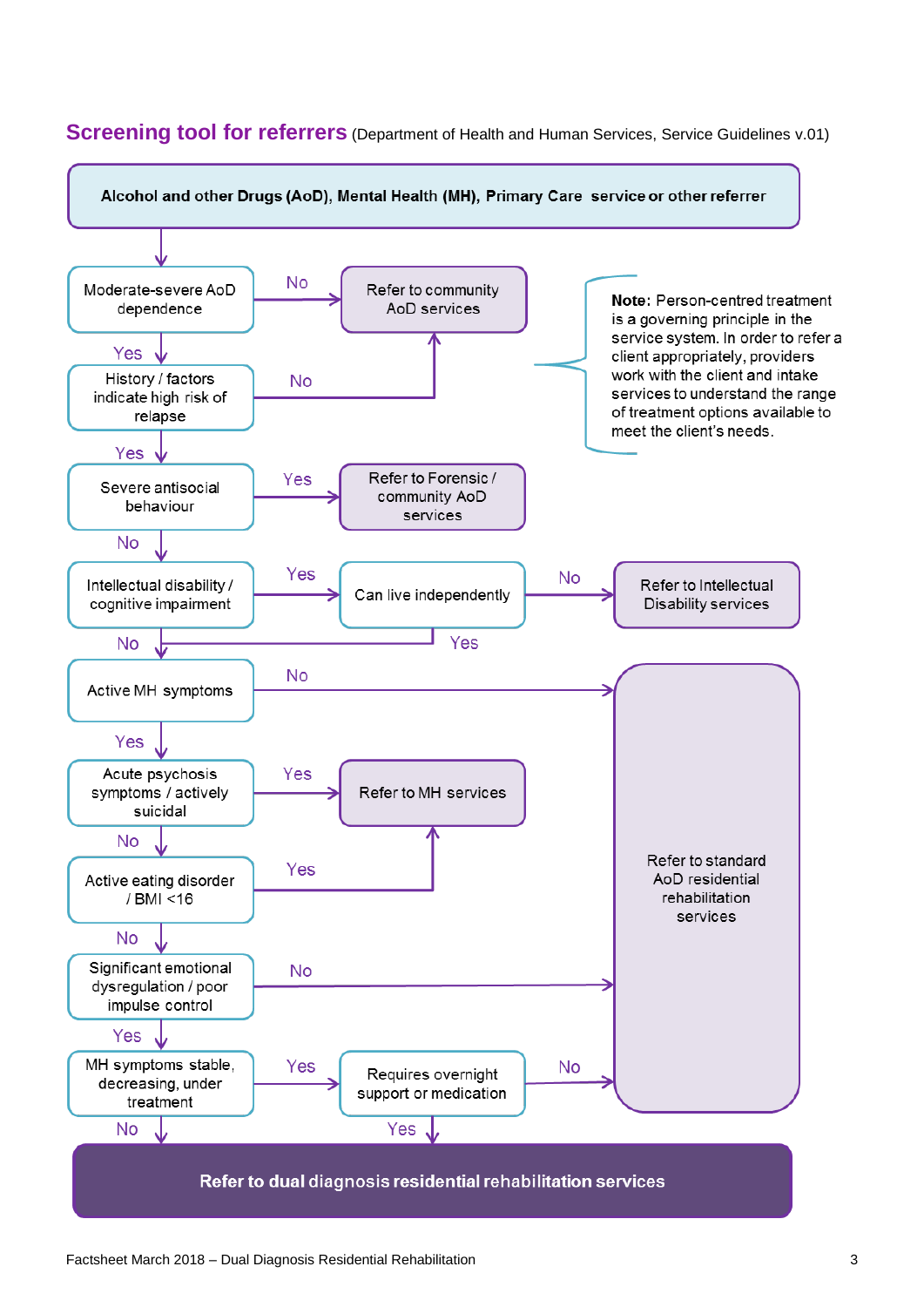## Screening tool for referrers (Department of Health and Human Services, Service Guidelines v.01)

**Alcohol and other Drugs (AoD), Mental Health (MH), Primary Care service or other referrer**

- **Moderate-severe AoD dependence**
  - No → Refer to community AoD services
  - Yes → **History / factors indicate high risk of relapse**
    - No → Refer to community AoD services
    - Yes → **Severe antisocial behaviour**
      - Yes → Refer to Forensic / community AoD services
      - No → **Intellectual disability / cognitive impairment**
        - Yes → **Can live independently**
          - No → Refer to Intellectual Disability services
          - Yes → Active MH symptoms
        - No → **Active MH symptoms**
          - No → Refer to standard AoD residential rehabilitation services
          - Yes → **Acute psychosis symptoms / actively suicidal**
            - Yes → Refer to MH services
            - No → **Active eating disorder / BMI <16**
              - Yes → Refer to MH services
              - No → **Significant emotional dysregulation / poor impulse control**
                - No → Refer to standard AoD residential rehabilitation services
                - Yes → **MH symptoms stable, decreasing, under treatment**
                  - Yes → **Requires overnight support or medication**
                    - No → Refer to standard AoD residential rehabilitation services
                    - Yes → Refer to dual diagnosis residential rehabilitation services
                  - No → Refer to dual diagnosis residential rehabilitation services

**Refer to dual diagnosis residential rehabilitation services**

**Note:** Person-centred treatment is a governing principle in the service system. In order to refer a client appropriately, providers work with the client and intake services to understand the range of treatment options available to meet the client's needs.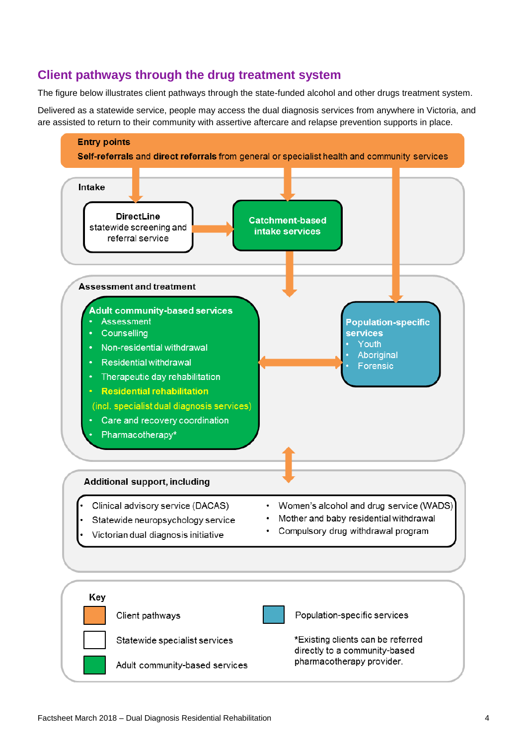## Client pathways through the drug treatment system

The figure below illustrates client pathways through the state-funded alcohol and other drugs treatment system.

Delivered as a statewide service, people may access the dual diagnosis services from anywhere in Victoria, and are assisted to return to their community with assertive aftercare and relapse prevention supports in place.

**Entry points**

**Self-referrals** and **direct referrals** from general or specialist health and community services

**Intake**

**DirectLine** statewide screening and referral service

**Catchment-based intake services**

**Assessment and treatment**

**Adult community-based services**

- Assessment
- Counselling
- Non-residential withdrawal
- Residential withdrawal
- Therapeutic day rehabilitation
- **Residential rehabilitation** (incl. specialist dual diagnosis services)
- Care and recovery coordination
- Pharmacotherapy*

**Population-specific services**

- Youth
- Aboriginal
- Forensic

**Additional support, including**

- Clinical advisory service (DACAS)
- Statewide neuropsychology service
- Victorian dual diagnosis initiative
- Women's alcohol and drug service (WADS)
- Mother and baby residential withdrawal
- Compulsory drug withdrawal program

**Key**

- Client pathways
- Statewide specialist services
- Adult community-based services
- Population-specific services

*Existing clients can be referred directly to a community-based pharmacotherapy provider.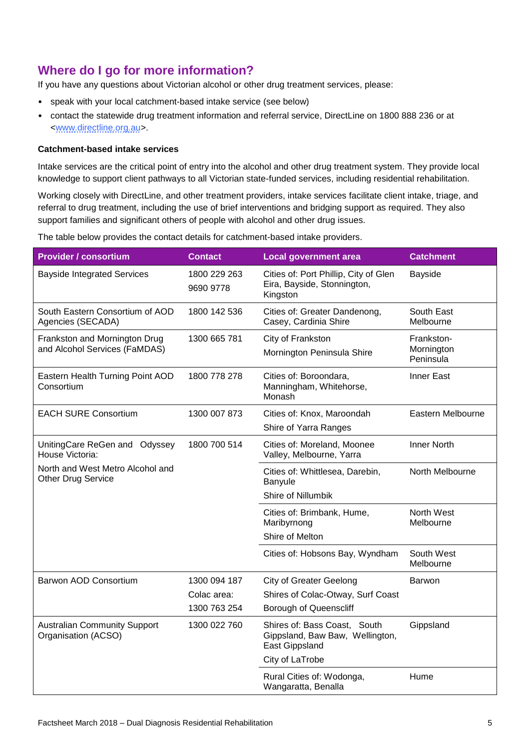## Where do I go for more information?

If you have any questions about Victorian alcohol or other drug treatment services, please:

- speak with your local catchment-based intake service (see below)
- contact the statewide drug treatment information and referral service, DirectLine on 1800 888 236 or at <www.directline.org.au>.

**Catchment-based intake services**

Intake services are the critical point of entry into the alcohol and other drug treatment system. They provide local knowledge to support client pathways to all Victorian state-funded services, including residential rehabilitation.

Working closely with DirectLine, and other treatment providers, intake services facilitate client intake, triage, and referral to drug treatment, including the use of brief interventions and bridging support as required. They also support families and significant others of people with alcohol and other drug issues.

The table below provides the contact details for catchment-based intake providers.

| Provider / consortium | Contact | Local government area | Catchment |
|---|---|---|---|
| Bayside Integrated Services | 1800 229 263<br>9690 9778 | Cities of: Port Phillip, City of Glen Eira, Bayside, Stonnington, Kingston | Bayside |
| South Eastern Consortium of AOD Agencies (SECADA) | 1800 142 536 | Cities of: Greater Dandenong, Casey, Cardinia Shire | South East Melbourne |
| Frankston and Mornington Drug and Alcohol Services (FaMDAS) | 1300 665 781 | City of Frankston<br>Mornington Peninsula Shire | Frankston-Mornington Peninsula |
| Eastern Health Turning Point AOD Consortium | 1800 778 278 | Cities of: Boroondara, Manningham, Whitehorse, Monash | Inner East |
| EACH SURE Consortium | 1300 007 873 | Cities of: Knox, Maroondah<br>Shire of Yarra Ranges | Eastern Melbourne |
| UnitingCare ReGen and Odyssey House Victoria:<br>North and West Metro Alcohol and Other Drug Service | 1800 700 514 | Cities of: Moreland, Moonee Valley, Melbourne, Yarra | Inner North |
| | | Cities of: Whittlesea, Darebin, Banyule<br>Shire of Nillumbik | North Melbourne |
| | | Cities of: Brimbank, Hume, Maribyrnong<br>Shire of Melton | North West Melbourne |
| | | Cities of: Hobsons Bay, Wyndham | South West Melbourne |
| Barwon AOD Consortium | 1300 094 187<br>Colac area:<br>1300 763 254 | City of Greater Geelong<br>Shires of Colac-Otway, Surf Coast<br>Borough of Queenscliff | Barwon |
| Australian Community Support Organisation (ACSO) | 1300 022 760 | Shires of: Bass Coast, South Gippsland, Baw Baw, Wellington, East Gippsland<br>City of LaTrobe | Gippsland |
| | | Rural Cities of: Wodonga, Wangaratta, Benalla | Hume |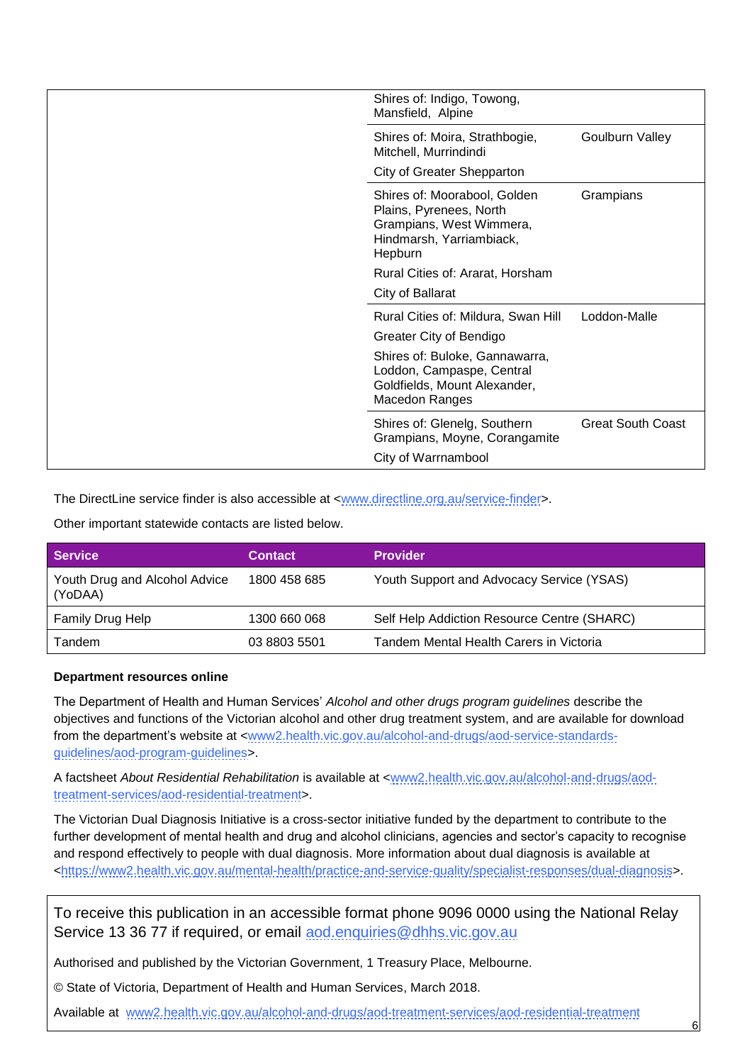| | | |
|---|---|---|
| | Shires of: Indigo, Towong, Mansfield, Alpine | |
| | Shires of: Moira, Strathbogie, Mitchell, Murrindindi<br>City of Greater Shepparton | Goulburn Valley |
| | Shires of: Moorabool, Golden Plains, Pyrenees, North Grampians, West Wimmera, Hindmarsh, Yarriambiack, Hepburn<br>Rural Cities of: Ararat, Horsham<br>City of Ballarat | Grampians |
| | Rural Cities of: Mildura, Swan Hill<br>Greater City of Bendigo<br>Shires of: Buloke, Gannawarra, Loddon, Campaspe, Central Goldfields, Mount Alexander, Macedon Ranges | Loddon-Malle |
| | Shires of: Glenelg, Southern Grampians, Moyne, Corangamite<br>City of Warrnambool | Great South Coast |

The DirectLine service finder is also accessible at <www.directline.org.au/service-finder>.

Other important statewide contacts are listed below.

| Service | Contact | Provider |
|---|---|---|
| Youth Drug and Alcohol Advice (YoDAA) | 1800 458 685 | Youth Support and Advocacy Service (YSAS) |
| Family Drug Help | 1300 660 068 | Self Help Addiction Resource Centre (SHARC) |
| Tandem | 03 8803 5501 | Tandem Mental Health Carers in Victoria |

**Department resources online**

The Department of Health and Human Services' *Alcohol and other drugs program guidelines* describe the objectives and functions of the Victorian alcohol and other drug treatment system, and are available for download from the department's website at <www2.health.vic.gov.au/alcohol-and-drugs/aod-service-standards-guidelines/aod-program-guidelines>.

A factsheet *About Residential Rehabilitation* is available at <www2.health.vic.gov.au/alcohol-and-drugs/aod-treatment-services/aod-residential-treatment>.

The Victorian Dual Diagnosis Initiative is a cross-sector initiative funded by the department to contribute to the further development of mental health and drug and alcohol clinicians, agencies and sector's capacity to recognise and respond effectively to people with dual diagnosis. More information about dual diagnosis is available at <https://www2.health.vic.gov.au/mental-health/practice-and-service-quality/specialist-responses/dual-diagnosis>.

To receive this publication in an accessible format phone 9096 0000 using the National Relay Service 13 36 77 if required, or email aod.enquiries@dhhs.vic.gov.au

Authorised and published by the Victorian Government, 1 Treasury Place, Melbourne.

© State of Victoria, Department of Health and Human Services, March 2018.

Available at www2.health.vic.gov.au/alcohol-and-drugs/aod-treatment-services/aod-residential-treatment